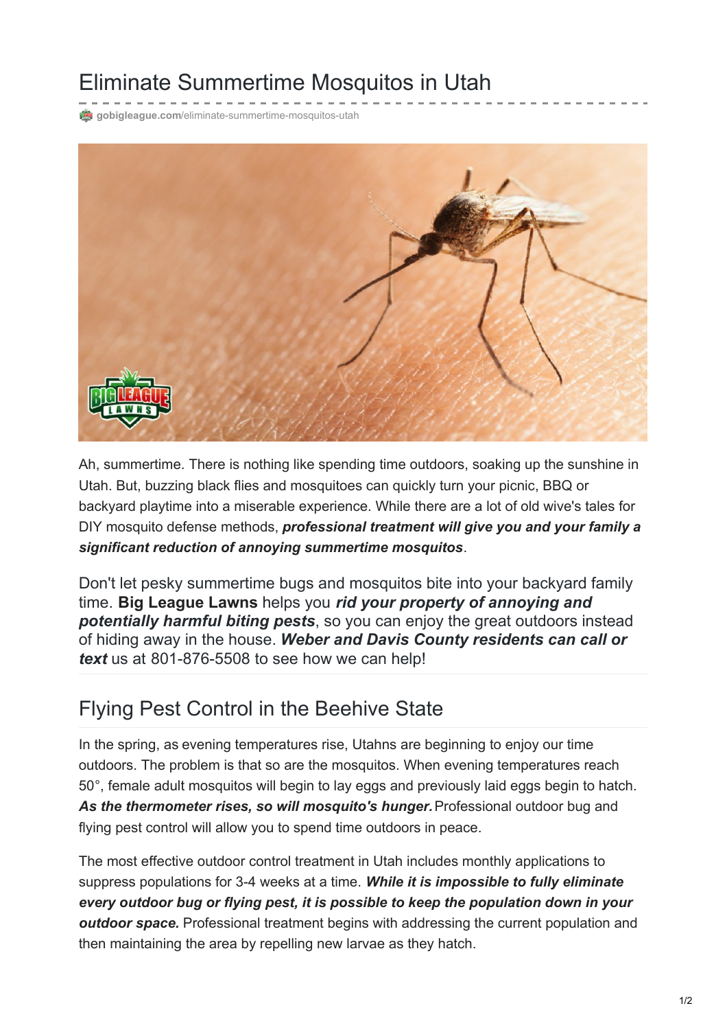# Eliminate Summertime Mosquitos in Utah

gobigleague.com/eliminate-summertime-mosquitos-utah

Ah, summertime. There is nothing like spending time outdoors, soaking up the sunshine in Utah. But, buzzing black flies and mosquitoes can quickly turn your picnic, BBQ or backyard playtime into a miserable experience. While there are a lot of old wive's tales for DIY mosquito defense methods, ***professional treatment will give you and your family a significant reduction of annoying summertime mosquitos***.

Don't let pesky summertime bugs and mosquitos bite into your backyard family time. **Big League Lawns** helps you ***rid your property of annoying and potentially harmful biting pests***, so you can enjoy the great outdoors instead of hiding away in the house. ***Weber and Davis County residents can call or text*** us at 801-876-5508 to see how we can help!

## Flying Pest Control in the Beehive State

In the spring, as evening temperatures rise, Utahns are beginning to enjoy our time outdoors. The problem is that so are the mosquitos. When evening temperatures reach 50°, female adult mosquitos will begin to lay eggs and previously laid eggs begin to hatch. ***As the thermometer rises, so will mosquito's hunger.*** Professional outdoor bug and flying pest control will allow you to spend time outdoors in peace.

The most effective outdoor control treatment in Utah includes monthly applications to suppress populations for 3-4 weeks at a time. ***While it is impossible to fully eliminate every outdoor bug or flying pest, it is possible to keep the population down in your outdoor space.*** Professional treatment begins with addressing the current population and then maintaining the area by repelling new larvae as they hatch.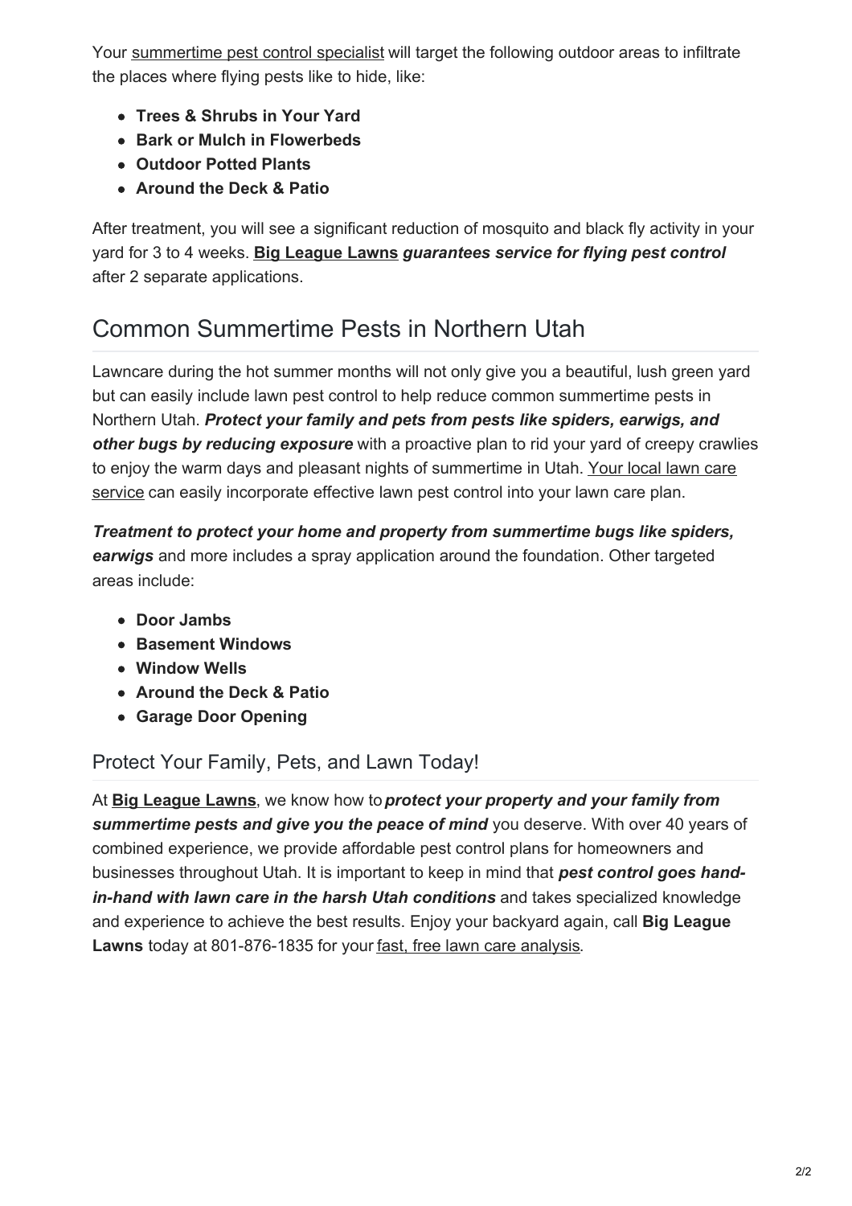Your summertime pest control specialist will target the following outdoor areas to infiltrate the places where flying pests like to hide, like:

- **Trees & Shrubs in Your Yard**
- **Bark or Mulch in Flowerbeds**
- **Outdoor Potted Plants**
- **Around the Deck & Patio**

After treatment, you will see a significant reduction of mosquito and black fly activity in your yard for 3 to 4 weeks. **Big League Lawns** ***guarantees service for flying pest control*** after 2 separate applications.

## Common Summertime Pests in Northern Utah

Lawncare during the hot summer months will not only give you a beautiful, lush green yard but can easily include lawn pest control to help reduce common summertime pests in Northern Utah. ***Protect your family and pets from pests like spiders, earwigs, and other bugs by reducing exposure*** with a proactive plan to rid your yard of creepy crawlies to enjoy the warm days and pleasant nights of summertime in Utah. Your local lawn care service can easily incorporate effective lawn pest control into your lawn care plan.

***Treatment to protect your home and property from summertime bugs like spiders, earwigs*** and more includes a spray application around the foundation. Other targeted areas include:

- **Door Jambs**
- **Basement Windows**
- **Window Wells**
- **Around the Deck & Patio**
- **Garage Door Opening**

### Protect Your Family, Pets, and Lawn Today!

At **Big League Lawns**, we know how to ***protect your property and your family from summertime pests and give you the peace of mind*** you deserve. With over 40 years of combined experience, we provide affordable pest control plans for homeowners and businesses throughout Utah. It is important to keep in mind that ***pest control goes hand-in-hand with lawn care in the harsh Utah conditions*** and takes specialized knowledge and experience to achieve the best results. Enjoy your backyard again, call **Big League Lawns** today at 801-876-1835 for your fast, free lawn care analysis.